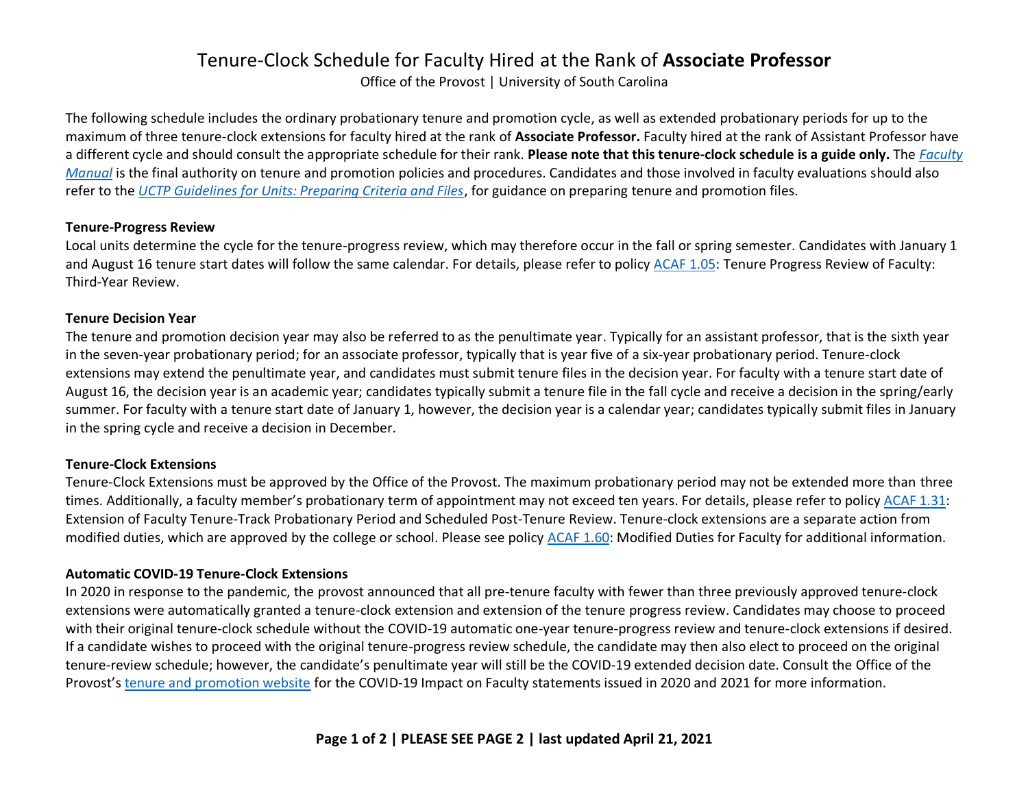# Tenure-Clock Schedule for Faculty Hired at the Rank of **Associate Professor**

Office of the Provost | University of South Carolina

The following schedule includes the ordinary probationary tenure and promotion cycle, as well as extended probationary periods for up to the maximum of three tenure-clock extensions for faculty hired at the rank of **Associate Professor.** Faculty hired at the rank of Assistant Professor have a different cycle and should consult the appropriate schedule for their rank. **Please note that this tenure-clock schedule is a guide only.** The *Faculty Manual* is the final authority on tenure and promotion policies and procedures. Candidates and those involved in faculty evaluations should also refer to the *UCTP Guidelines for Units: Preparing Criteria and Files*, for guidance on preparing tenure and promotion files.

**Tenure-Progress Review**

Local units determine the cycle for the tenure-progress review, which may therefore occur in the fall or spring semester. Candidates with January 1 and August 16 tenure start dates will follow the same calendar. For details, please refer to policy ACAF 1.05: Tenure Progress Review of Faculty: Third-Year Review.

**Tenure Decision Year**

The tenure and promotion decision year may also be referred to as the penultimate year. Typically for an assistant professor, that is the sixth year in the seven-year probationary period; for an associate professor, typically that is year five of a six-year probationary period. Tenure-clock extensions may extend the penultimate year, and candidates must submit tenure files in the decision year. For faculty with a tenure start date of August 16, the decision year is an academic year; candidates typically submit a tenure file in the fall cycle and receive a decision in the spring/early summer. For faculty with a tenure start date of January 1, however, the decision year is a calendar year; candidates typically submit files in January in the spring cycle and receive a decision in December.

**Tenure-Clock Extensions**

Tenure-Clock Extensions must be approved by the Office of the Provost. The maximum probationary period may not be extended more than three times. Additionally, a faculty member's probationary term of appointment may not exceed ten years. For details, please refer to policy ACAF 1.31: Extension of Faculty Tenure-Track Probationary Period and Scheduled Post-Tenure Review. Tenure-clock extensions are a separate action from modified duties, which are approved by the college or school. Please see policy ACAF 1.60: Modified Duties for Faculty for additional information.

**Automatic COVID-19 Tenure-Clock Extensions**

In 2020 in response to the pandemic, the provost announced that all pre-tenure faculty with fewer than three previously approved tenure-clock extensions were automatically granted a tenure-clock extension and extension of the tenure progress review. Candidates may choose to proceed with their original tenure-clock schedule without the COVID-19 automatic one-year tenure-progress review and tenure-clock extensions if desired. If a candidate wishes to proceed with the original tenure-progress review schedule, the candidate may then also elect to proceed on the original tenure-review schedule; however, the candidate's penultimate year will still be the COVID-19 extended decision date. Consult the Office of the Provost's tenure and promotion website for the COVID-19 Impact on Faculty statements issued in 2020 and 2021 for more information.

**PLEASE SEE PAGE 2 | last updated April 21, 2021**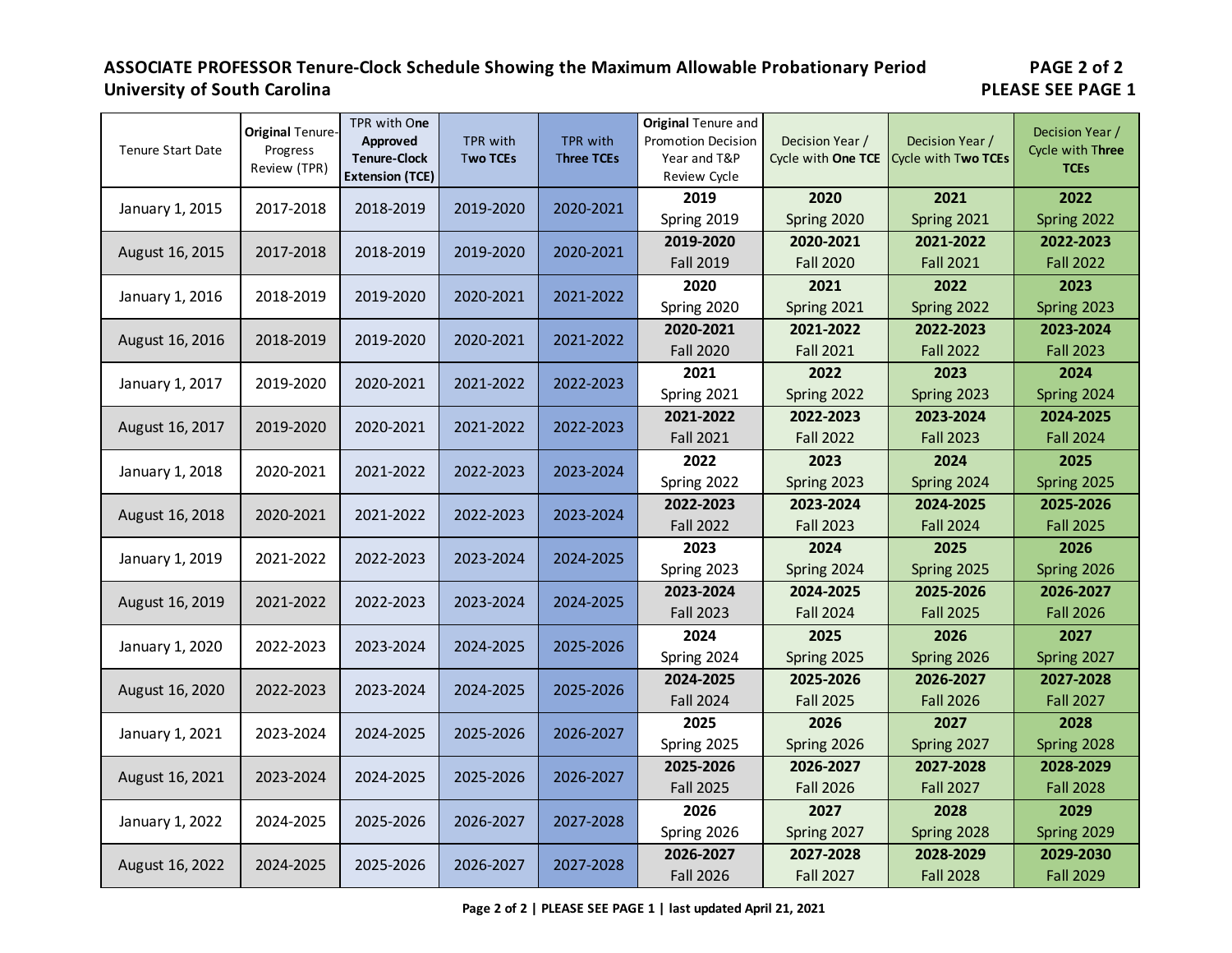# ASSOCIATE PROFESSOR Tenure-Clock Schedule Showing the Maximum Allowable Probationary Period

## University of South Carolina

**PAGE 2 of 2**
**PLEASE SEE PAGE 1**

| Tenure Start Date | **Original** Tenure-Progress Review (TPR) | TPR with **One Approved Tenure-Clock Extension (TCE)** | TPR with **Two TCEs** | TPR with **Three TCEs** | **Original** Tenure and Promotion Decision Year and T&P Review Cycle | Decision Year / Cycle with **One TCE** | Decision Year / Cycle with **Two TCEs** | Decision Year / Cycle with **Three TCEs** |
|---|---|---|---|---|---|---|---|---|
| January 1, 2015 | 2017-2018 | 2018-2019 | 2019-2020 | 2020-2021 | **2019** Spring 2019 | **2020** Spring 2020 | **2021** Spring 2021 | **2022** Spring 2022 |
| August 16, 2015 | 2017-2018 | 2018-2019 | 2019-2020 | 2020-2021 | **2019-2020** Fall 2019 | **2020-2021** Fall 2020 | **2021-2022** Fall 2021 | **2022-2023** Fall 2022 |
| January 1, 2016 | 2018-2019 | 2019-2020 | 2020-2021 | 2021-2022 | **2020** Spring 2020 | **2021** Spring 2021 | **2022** Spring 2022 | **2023** Spring 2023 |
| August 16, 2016 | 2018-2019 | 2019-2020 | 2020-2021 | 2021-2022 | **2020-2021** Fall 2020 | **2021-2022** Fall 2021 | **2022-2023** Fall 2022 | **2023-2024** Fall 2023 |
| January 1, 2017 | 2019-2020 | 2020-2021 | 2021-2022 | 2022-2023 | **2021** Spring 2021 | **2022** Spring 2022 | **2023** Spring 2023 | **2024** Spring 2024 |
| August 16, 2017 | 2019-2020 | 2020-2021 | 2021-2022 | 2022-2023 | **2021-2022** Fall 2021 | **2022-2023** Fall 2022 | **2023-2024** Fall 2023 | **2024-2025** Fall 2024 |
| January 1, 2018 | 2020-2021 | 2021-2022 | 2022-2023 | 2023-2024 | **2022** Spring 2022 | **2023** Spring 2023 | **2024** Spring 2024 | **2025** Spring 2025 |
| August 16, 2018 | 2020-2021 | 2021-2022 | 2022-2023 | 2023-2024 | **2022-2023** Fall 2022 | **2023-2024** Fall 2023 | **2024-2025** Fall 2024 | **2025-2026** Fall 2025 |
| January 1, 2019 | 2021-2022 | 2022-2023 | 2023-2024 | 2024-2025 | **2023** Spring 2023 | **2024** Spring 2024 | **2025** Spring 2025 | **2026** Spring 2026 |
| August 16, 2019 | 2021-2022 | 2022-2023 | 2023-2024 | 2024-2025 | **2023-2024** Fall 2023 | **2024-2025** Fall 2024 | **2025-2026** Fall 2025 | **2026-2027** Fall 2026 |
| January 1, 2020 | 2022-2023 | 2023-2024 | 2024-2025 | 2025-2026 | **2024** Spring 2024 | **2025** Spring 2025 | **2026** Spring 2026 | **2027** Spring 2027 |
| August 16, 2020 | 2022-2023 | 2023-2024 | 2024-2025 | 2025-2026 | **2024-2025** Fall 2024 | **2025-2026** Fall 2025 | **2026-2027** Fall 2026 | **2027-2028** Fall 2027 |
| January 1, 2021 | 2023-2024 | 2024-2025 | 2025-2026 | 2026-2027 | **2025** Spring 2025 | **2026** Spring 2026 | **2027** Spring 2027 | **2028** Spring 2028 |
| August 16, 2021 | 2023-2024 | 2024-2025 | 2025-2026 | 2026-2027 | **2025-2026** Fall 2025 | **2026-2027** Fall 2026 | **2027-2028** Fall 2027 | **2028-2029** Fall 2028 |
| January 1, 2022 | 2024-2025 | 2025-2026 | 2026-2027 | 2027-2028 | **2026** Spring 2026 | **2027** Spring 2027 | **2028** Spring 2028 | **2029** Spring 2029 |
| August 16, 2022 | 2024-2025 | 2025-2026 | 2026-2027 | 2027-2028 | **2026-2027** Fall 2026 | **2027-2028** Fall 2027 | **2028-2029** Fall 2028 | **2029-2030** Fall 2029 |

**PLEASE SEE PAGE 1 | last updated April 21, 2021**